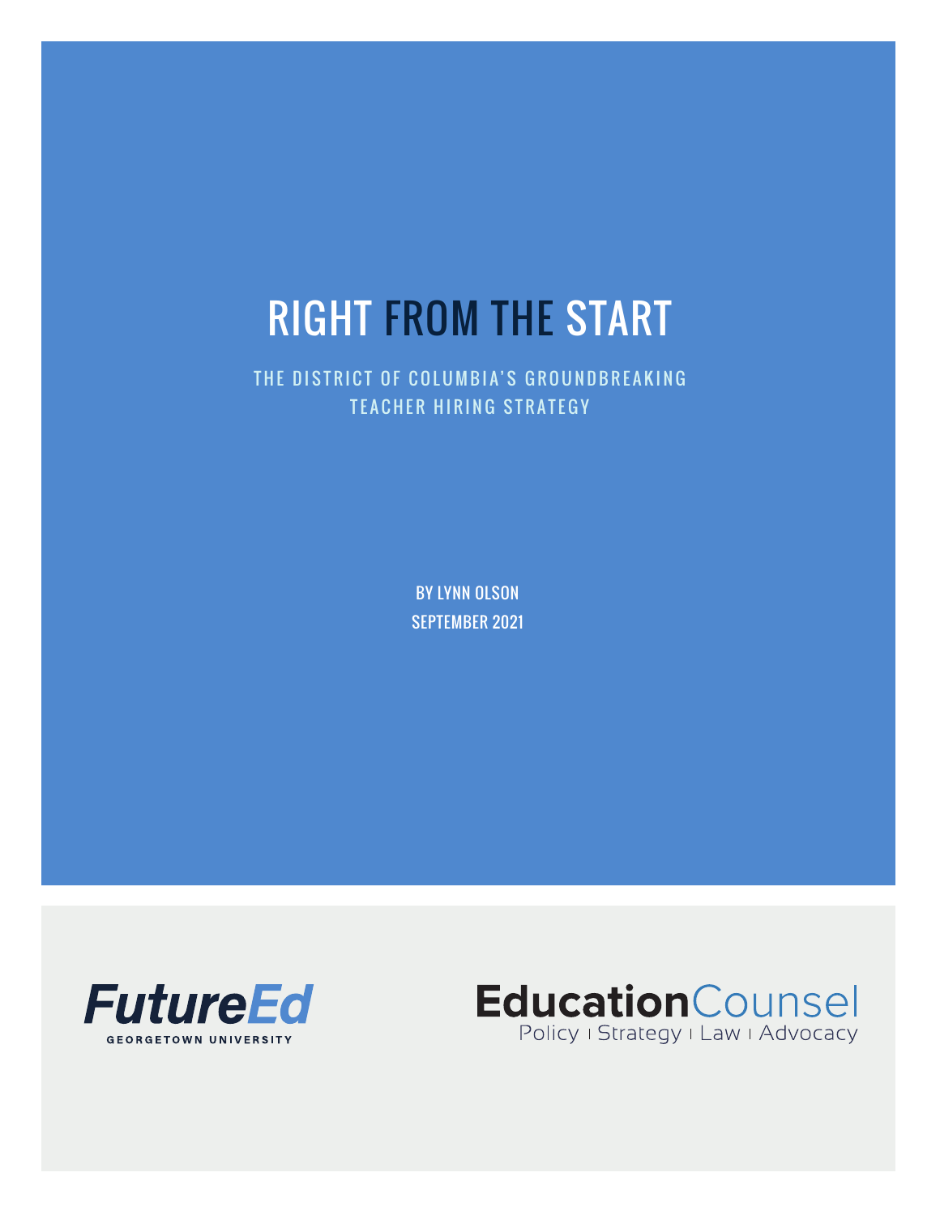# RIGHT FROM THE START

## THE DISTRICT OF COLUMBIA'S GROUNDBREAKING TEACHER HIRING STRATEGY

BY LYNN OLSON

SEPTEMBER 2021

FutureEd
GEORGETOWN UNIVERSITY

EducationCounsel
Policy | Strategy | Law | Advocacy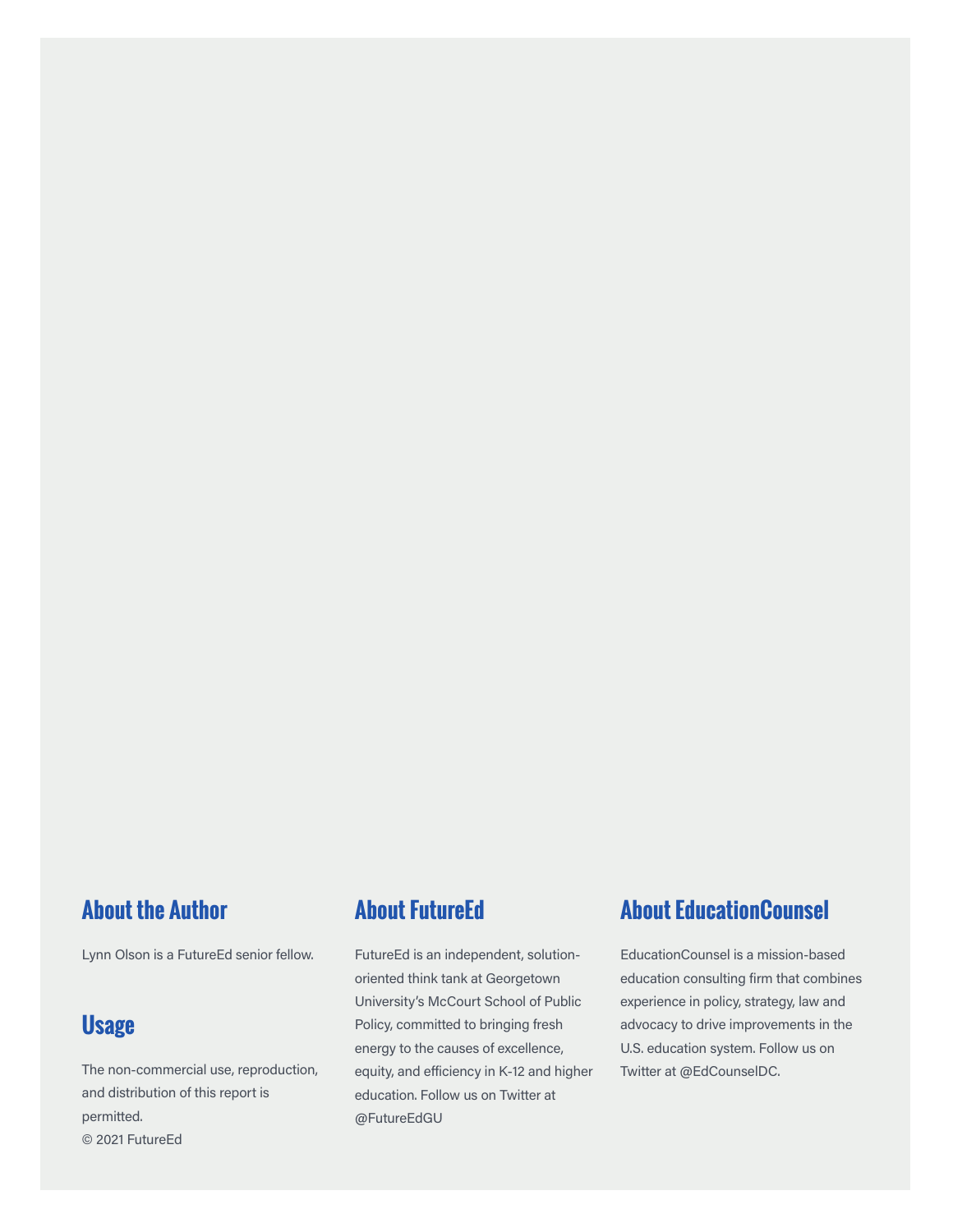## About the Author

Lynn Olson is a FutureEd senior fellow.

## Usage

The non-commercial use, reproduction, and distribution of this report is permitted.

© 2021 FutureEd

## About FutureEd

FutureEd is an independent, solution-oriented think tank at Georgetown University's McCourt School of Public Policy, committed to bringing fresh energy to the causes of excellence, equity, and efficiency in K-12 and higher education. Follow us on Twitter at @FutureEdGU

## About EducationCounsel

EducationCounsel is a mission-based education consulting firm that combines experience in policy, strategy, law and advocacy to drive improvements in the U.S. education system. Follow us on Twitter at @EdCounselDC.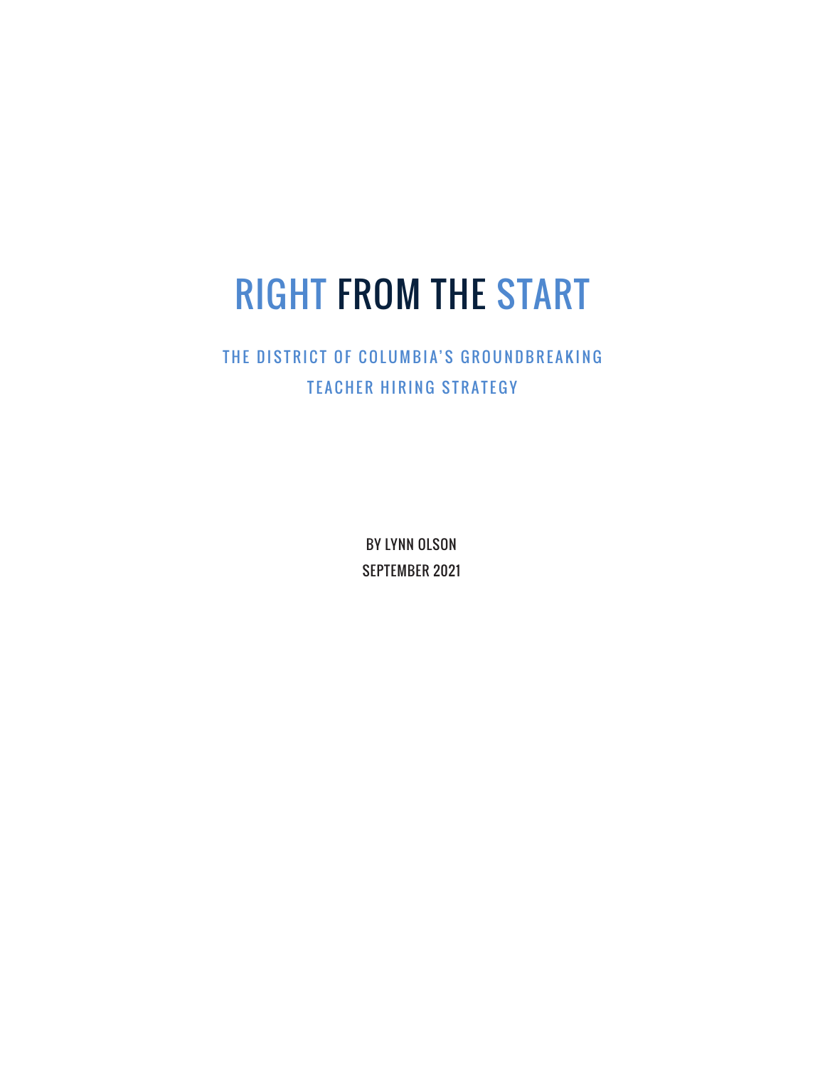# RIGHT FROM THE START

## THE DISTRICT OF COLUMBIA'S GROUNDBREAKING TEACHER HIRING STRATEGY

BY LYNN OLSON

SEPTEMBER 2021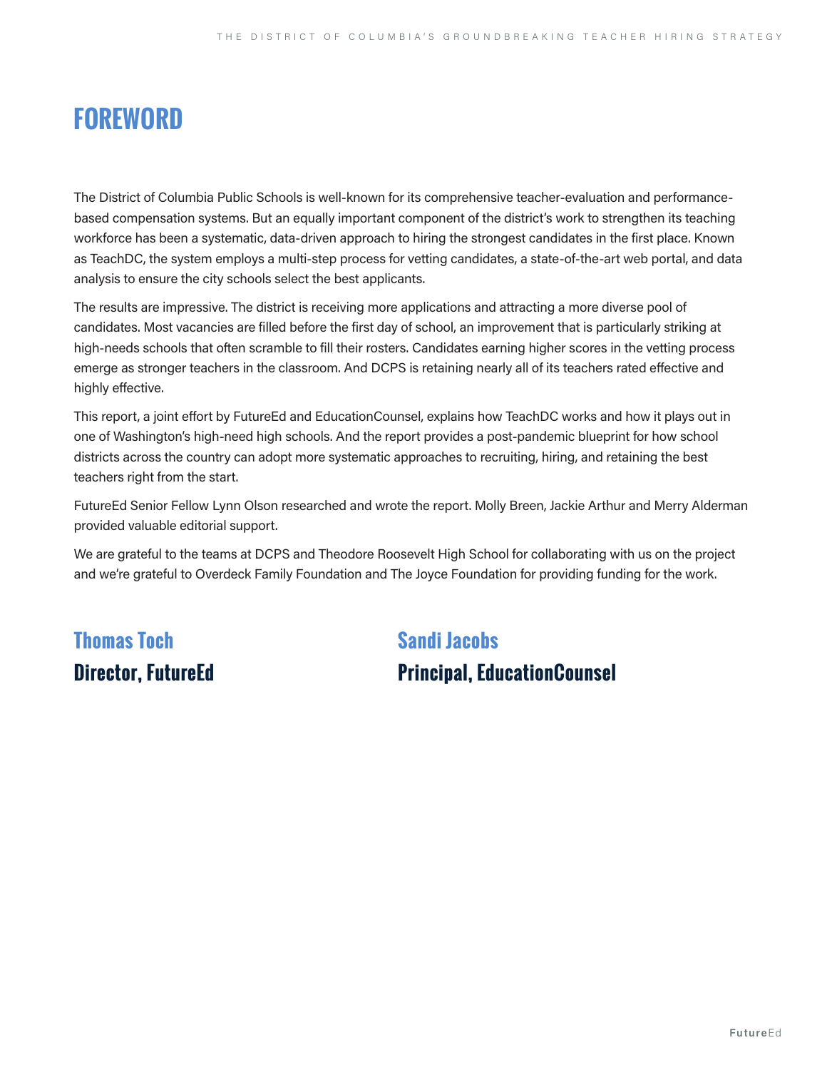# FOREWORD

The District of Columbia Public Schools is well-known for its comprehensive teacher-evaluation and performance-based compensation systems. But an equally important component of the district's work to strengthen its teaching workforce has been a systematic, data-driven approach to hiring the strongest candidates in the first place. Known as TeachDC, the system employs a multi-step process for vetting candidates, a state-of-the-art web portal, and data analysis to ensure the city schools select the best applicants.

The results are impressive. The district is receiving more applications and attracting a more diverse pool of candidates. Most vacancies are filled before the first day of school, an improvement that is particularly striking at high-needs schools that often scramble to fill their rosters. Candidates earning higher scores in the vetting process emerge as stronger teachers in the classroom. And DCPS is retaining nearly all of its teachers rated effective and highly effective.

This report, a joint effort by FutureEd and EducationCounsel, explains how TeachDC works and how it plays out in one of Washington's high-need high schools. And the report provides a post-pandemic blueprint for how school districts across the country can adopt more systematic approaches to recruiting, hiring, and retaining the best teachers right from the start.

FutureEd Senior Fellow Lynn Olson researched and wrote the report. Molly Breen, Jackie Arthur and Merry Alderman provided valuable editorial support.

We are grateful to the teams at DCPS and Theodore Roosevelt High School for collaborating with us on the project and we're grateful to Overdeck Family Foundation and The Joyce Foundation for providing funding for the work.

**Thomas Toch**
**Director, FutureEd**

**Sandi Jacobs**
**Principal, EducationCounsel**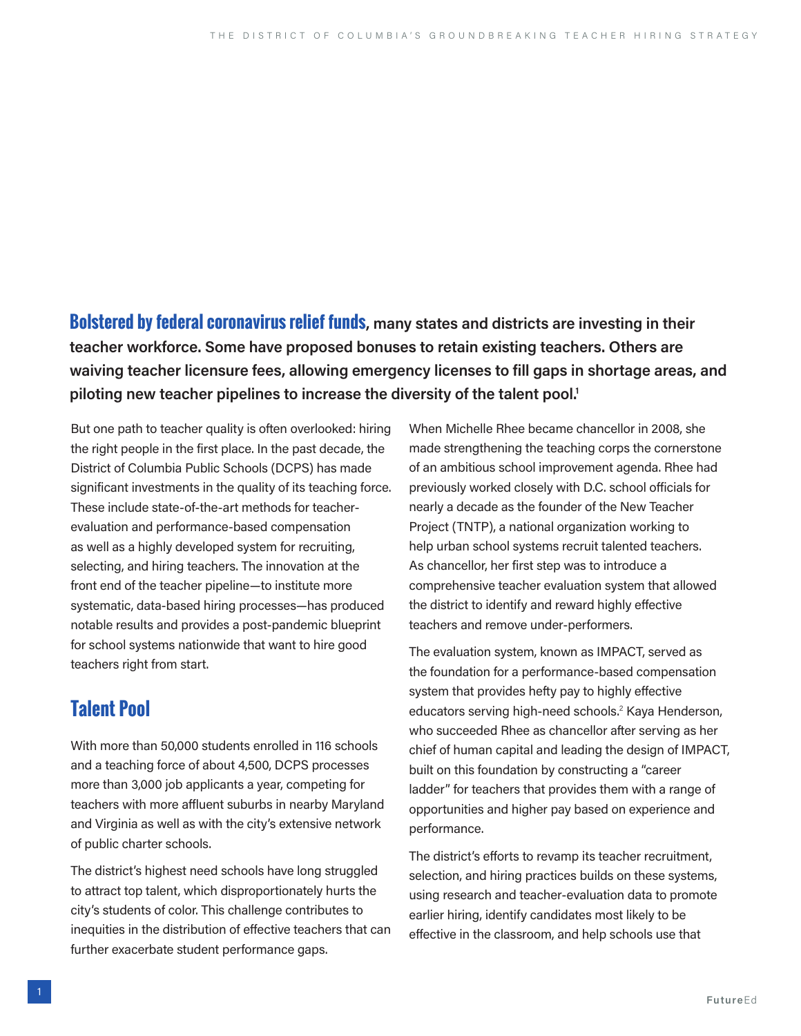**Bolstered by federal coronavirus relief funds, many states and districts are investing in their teacher workforce. Some have proposed bonuses to retain existing teachers. Others are waiving teacher licensure fees, allowing emergency licenses to fill gaps in shortage areas, and piloting new teacher pipelines to increase the diversity of the talent pool.[1]**

But one path to teacher quality is often overlooked: hiring the right people in the first place. In the past decade, the District of Columbia Public Schools (DCPS) has made significant investments in the quality of its teaching force. These include state-of-the-art methods for teacher-evaluation and performance-based compensation as well as a highly developed system for recruiting, selecting, and hiring teachers. The innovation at the front end of the teacher pipeline—to institute more systematic, data-based hiring processes—has produced notable results and provides a post-pandemic blueprint for school systems nationwide that want to hire good teachers right from start.

## Talent Pool

With more than 50,000 students enrolled in 116 schools and a teaching force of about 4,500, DCPS processes more than 3,000 job applicants a year, competing for teachers with more affluent suburbs in nearby Maryland and Virginia as well as with the city's extensive network of public charter schools.

The district's highest need schools have long struggled to attract top talent, which disproportionately hurts the city's students of color. This challenge contributes to inequities in the distribution of effective teachers that can further exacerbate student performance gaps.

When Michelle Rhee became chancellor in 2008, she made strengthening the teaching corps the cornerstone of an ambitious school improvement agenda. Rhee had previously worked closely with D.C. school officials for nearly a decade as the founder of the New Teacher Project (TNTP), a national organization working to help urban school systems recruit talented teachers. As chancellor, her first step was to introduce a comprehensive teacher evaluation system that allowed the district to identify and reward highly effective teachers and remove under-performers.

The evaluation system, known as IMPACT, served as the foundation for a performance-based compensation system that provides hefty pay to highly effective educators serving high-need schools.[2] Kaya Henderson, who succeeded Rhee as chancellor after serving as her chief of human capital and leading the design of IMPACT, built on this foundation by constructing a "career ladder" for teachers that provides them with a range of opportunities and higher pay based on experience and performance.

The district's efforts to revamp its teacher recruitment, selection, and hiring practices builds on these systems, using research and teacher-evaluation data to promote earlier hiring, identify candidates most likely to be effective in the classroom, and help schools use that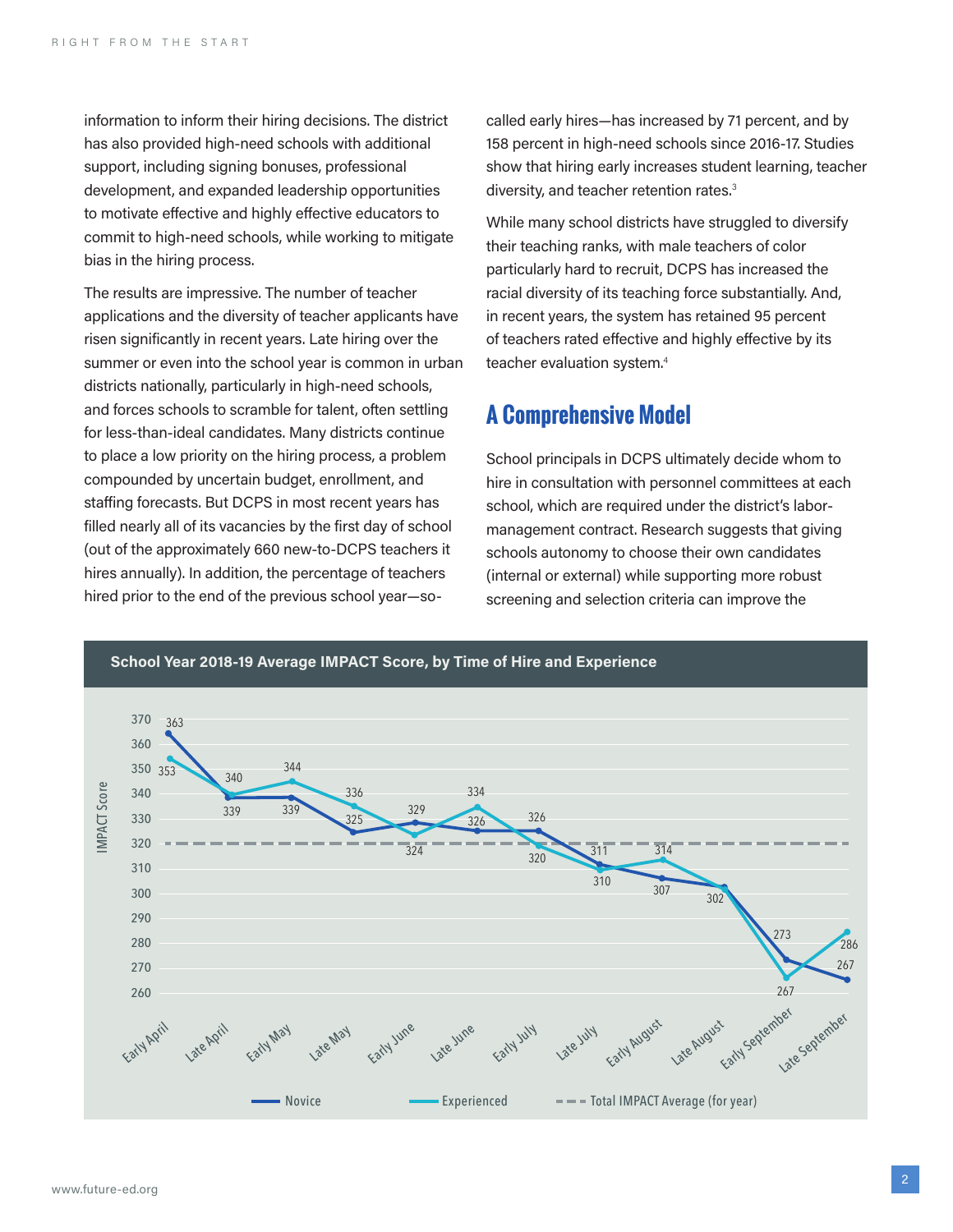information to inform their hiring decisions. The district has also provided high-need schools with additional support, including signing bonuses, professional development, and expanded leadership opportunities to motivate effective and highly effective educators to commit to high-need schools, while working to mitigate bias in the hiring process.

The results are impressive. The number of teacher applications and the diversity of teacher applicants have risen significantly in recent years. Late hiring over the summer or even into the school year is common in urban districts nationally, particularly in high-need schools, and forces schools to scramble for talent, often settling for less-than-ideal candidates. Many districts continue to place a low priority on the hiring process, a problem compounded by uncertain budget, enrollment, and staffing forecasts. But DCPS in most recent years has filled nearly all of its vacancies by the first day of school (out of the approximately 660 new-to-DCPS teachers it hires annually). In addition, the percentage of teachers hired prior to the end of the previous school year—so-called early hires—has increased by 71 percent, and by 158 percent in high-need schools since 2016-17. Studies show that hiring early increases student learning, teacher diversity, and teacher retention rates.[3]

While many school districts have struggled to diversify their teaching ranks, with male teachers of color particularly hard to recruit, DCPS has increased the racial diversity of its teaching force substantially. And, in recent years, the system has retained 95 percent of teachers rated effective and highly effective by its teacher evaluation system.[4]

## A Comprehensive Model

School principals in DCPS ultimately decide whom to hire in consultation with personnel committees at each school, which are required under the district's labor-management contract. Research suggests that giving schools autonomy to choose their own candidates (internal or external) while supporting more robust screening and selection criteria can improve the

**School Year 2018-19 Average IMPACT Score, by Time of Hire and Experience**

| Time of Hire | Novice | Experienced |
|---|---|---|
| Early April | 363 | 353 |
| Late April | 339 | 340 |
| Early May | 339 | 344 |
| Late May | 325 | 336 |
| Early June | 329 | 324 |
| Late June | 326 | 334 |
| Early July | 326 | 320 |
| Late July | 311 | 310 |
| Early August | 307 | 314 |
| Late August | 302 | 302 |
| Early September | 273 | 267 |
| Late September | 267 | 286 |

Total IMPACT Average (for year): 320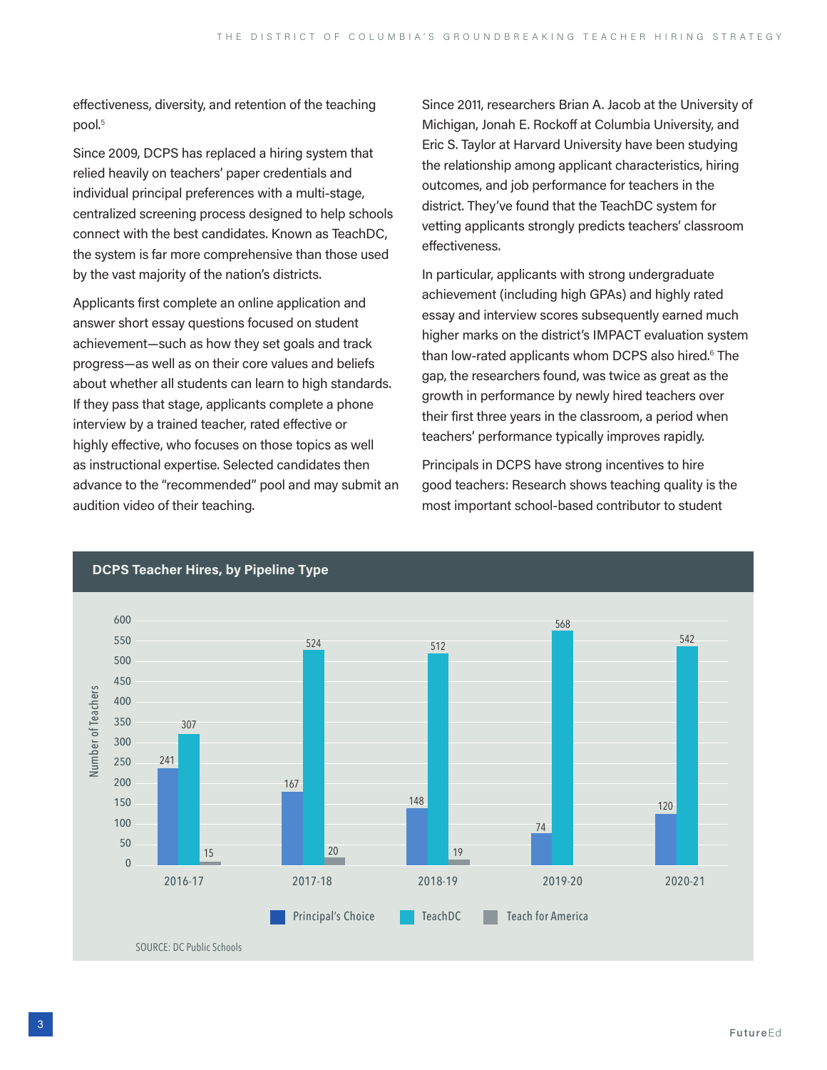effectiveness, diversity, and retention of the teaching pool.[5]

Since 2009, DCPS has replaced a hiring system that relied heavily on teachers' paper credentials and individual principal preferences with a multi-stage, centralized screening process designed to help schools connect with the best candidates. Known as TeachDC, the system is far more comprehensive than those used by the vast majority of the nation's districts.

Applicants first complete an online application and answer short essay questions focused on student achievement—such as how they set goals and track progress—as well as on their core values and beliefs about whether all students can learn to high standards. If they pass that stage, applicants complete a phone interview by a trained teacher, rated effective or highly effective, who focuses on those topics as well as instructional expertise. Selected candidates then advance to the "recommended" pool and may submit an audition video of their teaching.

Since 2011, researchers Brian A. Jacob at the University of Michigan, Jonah E. Rockoff at Columbia University, and Eric S. Taylor at Harvard University have been studying the relationship among applicant characteristics, hiring outcomes, and job performance for teachers in the district. They've found that the TeachDC system for vetting applicants strongly predicts teachers' classroom effectiveness.

In particular, applicants with strong undergraduate achievement (including high GPAs) and highly rated essay and interview scores subsequently earned much higher marks on the district's IMPACT evaluation system than low-rated applicants whom DCPS also hired.[6] The gap, the researchers found, was twice as great as the growth in performance by newly hired teachers over their first three years in the classroom, a period when teachers' performance typically improves rapidly.

Principals in DCPS have strong incentives to hire good teachers: Research shows teaching quality is the most important school-based contributor to student

**DCPS Teacher Hires, by Pipeline Type**

| Number of Teachers | 2016-17 | 2017-18 | 2018-19 | 2019-20 | 2020-21 |
|---|---|---|---|---|---|
| Principal's Choice | 241 | 167 | 148 | 74 | 120 |
| TeachDC | 307 | 524 | 512 | 568 | 542 |
| Teach for America | 15 | 20 | 19 | | |

SOURCE: DC Public Schools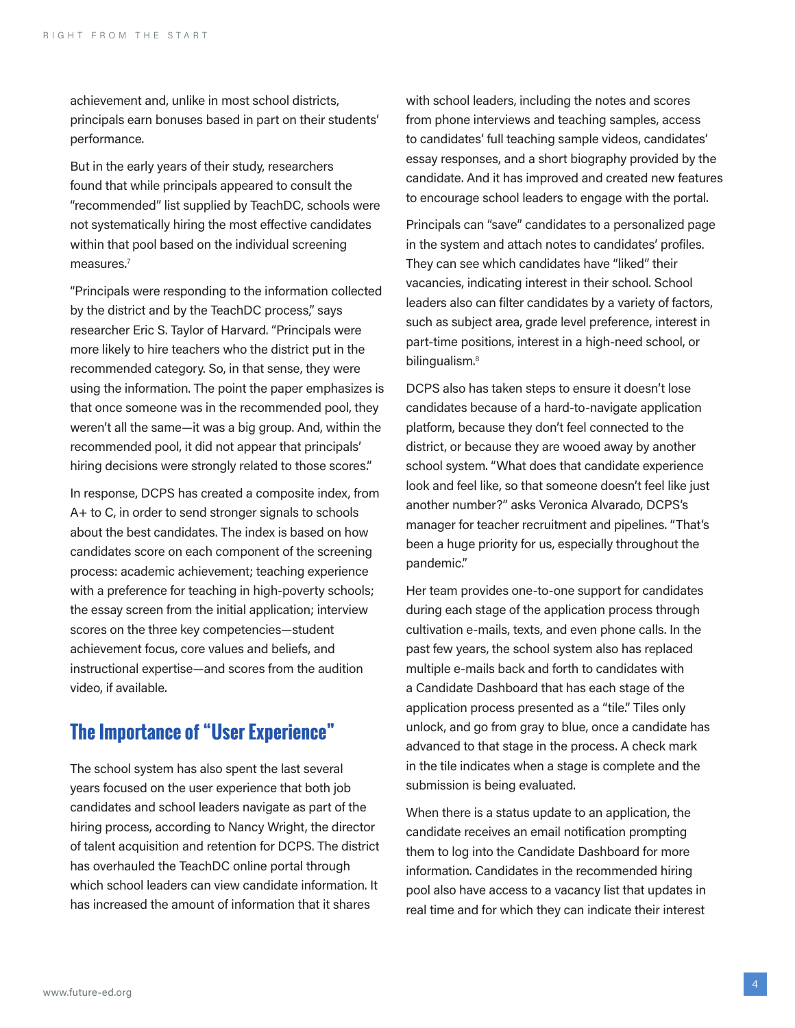achievement and, unlike in most school districts, principals earn bonuses based in part on their students' performance.

But in the early years of their study, researchers found that while principals appeared to consult the "recommended" list supplied by TeachDC, schools were not systematically hiring the most effective candidates within that pool based on the individual screening measures.[7]

"Principals were responding to the information collected by the district and by the TeachDC process," says researcher Eric S. Taylor of Harvard. "Principals were more likely to hire teachers who the district put in the recommended category. So, in that sense, they were using the information. The point the paper emphasizes is that once someone was in the recommended pool, they weren't all the same—it was a big group. And, within the recommended pool, it did not appear that principals' hiring decisions were strongly related to those scores."

In response, DCPS has created a composite index, from A+ to C, in order to send stronger signals to schools about the best candidates. The index is based on how candidates score on each component of the screening process: academic achievement; teaching experience with a preference for teaching in high-poverty schools; the essay screen from the initial application; interview scores on the three key competencies—student achievement focus, core values and beliefs, and instructional expertise—and scores from the audition video, if available.

## The Importance of "User Experience"

The school system has also spent the last several years focused on the user experience that both job candidates and school leaders navigate as part of the hiring process, according to Nancy Wright, the director of talent acquisition and retention for DCPS. The district has overhauled the TeachDC online portal through which school leaders can view candidate information. It has increased the amount of information that it shares with school leaders, including the notes and scores from phone interviews and teaching samples, access to candidates' full teaching sample videos, candidates' essay responses, and a short biography provided by the candidate. And it has improved and created new features to encourage school leaders to engage with the portal.

Principals can "save" candidates to a personalized page in the system and attach notes to candidates' profiles. They can see which candidates have "liked" their vacancies, indicating interest in their school. School leaders also can filter candidates by a variety of factors, such as subject area, grade level preference, interest in part-time positions, interest in a high-need school, or bilingualism.[8]

DCPS also has taken steps to ensure it doesn't lose candidates because of a hard-to-navigate application platform, because they don't feel connected to the district, or because they are wooed away by another school system. "What does that candidate experience look and feel like, so that someone doesn't feel like just another number?" asks Veronica Alvarado, DCPS's manager for teacher recruitment and pipelines. "That's been a huge priority for us, especially throughout the pandemic."

Her team provides one-to-one support for candidates during each stage of the application process through cultivation e-mails, texts, and even phone calls. In the past few years, the school system also has replaced multiple e-mails back and forth to candidates with a Candidate Dashboard that has each stage of the application process presented as a "tile." Tiles only unlock, and go from gray to blue, once a candidate has advanced to that stage in the process. A check mark in the tile indicates when a stage is complete and the submission is being evaluated.

When there is a status update to an application, the candidate receives an email notification prompting them to log into the Candidate Dashboard for more information. Candidates in the recommended hiring pool also have access to a vacancy list that updates in real time and for which they can indicate their interest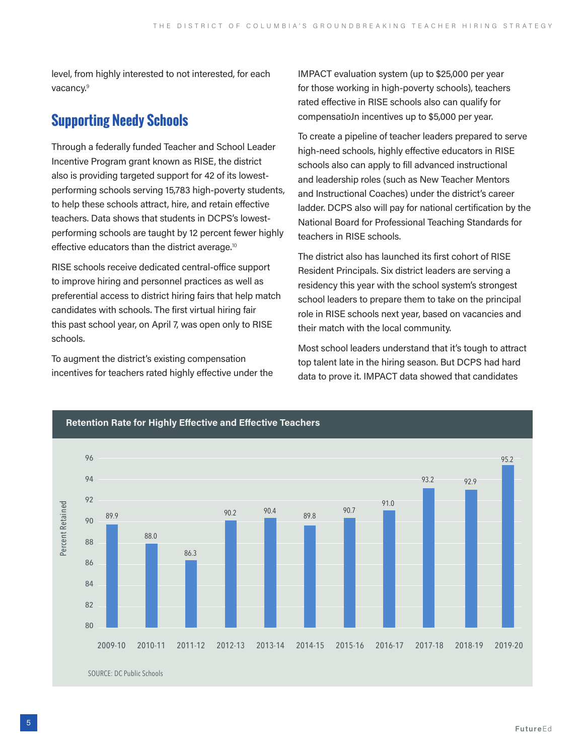level, from highly interested to not interested, for each vacancy.[9]

## Supporting Needy Schools

Through a federally funded Teacher and School Leader Incentive Program grant known as RISE, the district also is providing targeted support for 42 of its lowest-performing schools serving 15,783 high-poverty students, to help these schools attract, hire, and retain effective teachers. Data shows that students in DCPS's lowest-performing schools are taught by 12 percent fewer highly effective educators than the district average.[10]

RISE schools receive dedicated central-office support to improve hiring and personnel practices as well as preferential access to district hiring fairs that help match candidates with schools. The first virtual hiring fair this past school year, on April 7, was open only to RISE schools.

To augment the district's existing compensation incentives for teachers rated highly effective under the IMPACT evaluation system (up to $25,000 per year for those working in high-poverty schools), teachers rated effective in RISE schools also can qualify for compensatioJn incentives up to $5,000 per year.

To create a pipeline of teacher leaders prepared to serve high-need schools, highly effective educators in RISE schools also can apply to fill advanced instructional and leadership roles (such as New Teacher Mentors and Instructional Coaches) under the district's career ladder. DCPS also will pay for national certification by the National Board for Professional Teaching Standards for teachers in RISE schools.

The district also has launched its first cohort of RISE Resident Principals. Six district leaders are serving a residency this year with the school system's strongest school leaders to prepare them to take on the principal role in RISE schools next year, based on vacancies and their match with the local community.

Most school leaders understand that it's tough to attract top talent late in the hiring season. But DCPS had hard data to prove it. IMPACT data showed that candidates

**Retention Rate for Highly Effective and Effective Teachers**

| Year | Percent Retained |
|---|---|
| 2009-10 | 89.9 |
| 2010-11 | 88.0 |
| 2011-12 | 86.3 |
| 2012-13 | 90.2 |
| 2013-14 | 90.4 |
| 2014-15 | 89.8 |
| 2015-16 | 90.7 |
| 2016-17 | 91.0 |
| 2017-18 | 93.2 |
| 2018-19 | 92.9 |
| 2019-20 | 95.2 |

SOURCE: DC Public Schools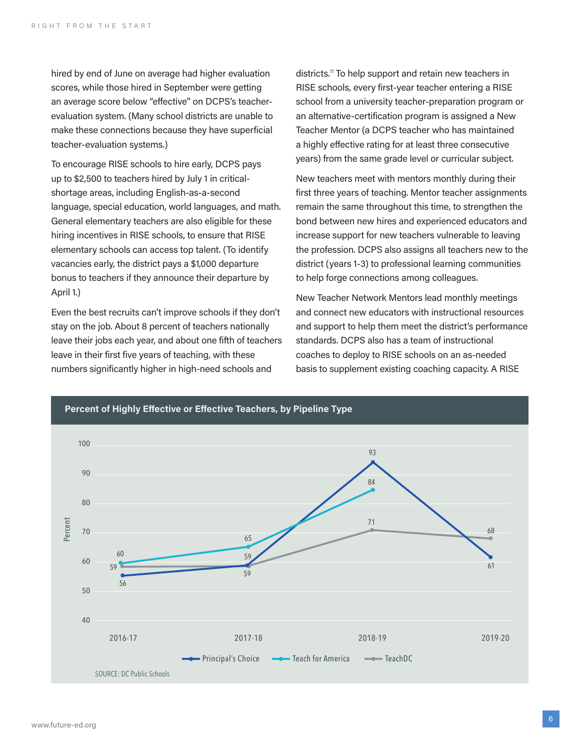hired by end of June on average had higher evaluation scores, while those hired in September were getting an average score below "effective" on DCPS's teacher-evaluation system. (Many school districts are unable to make these connections because they have superficial teacher-evaluation systems.)

To encourage RISE schools to hire early, DCPS pays up to $2,500 to teachers hired by July 1 in critical-shortage areas, including English-as-a-second language, special education, world languages, and math. General elementary teachers are also eligible for these hiring incentives in RISE schools, to ensure that RISE elementary schools can access top talent. (To identify vacancies early, the district pays a $1,000 departure bonus to teachers if they announce their departure by April 1.)

Even the best recruits can't improve schools if they don't stay on the job. About 8 percent of teachers nationally leave their jobs each year, and about one fifth of teachers leave in their first five years of teaching, with these numbers significantly higher in high-need schools and districts.[11] To help support and retain new teachers in RISE schools, every first-year teacher entering a RISE school from a university teacher-preparation program or an alternative-certification program is assigned a New Teacher Mentor (a DCPS teacher who has maintained a highly effective rating for at least three consecutive years) from the same grade level or curricular subject.

New teachers meet with mentors monthly during their first three years of teaching. Mentor teacher assignments remain the same throughout this time, to strengthen the bond between new hires and experienced educators and increase support for new teachers vulnerable to leaving the profession. DCPS also assigns all teachers new to the district (years 1-3) to professional learning communities to help forge connections among colleagues.

New Teacher Network Mentors lead monthly meetings and connect new educators with instructional resources and support to help them meet the district's performance standards. DCPS also has a team of instructional coaches to deploy to RISE schools on an as-needed basis to supplement existing coaching capacity. A RISE

**Percent of Highly Effective or Effective Teachers, by Pipeline Type**

| Pipeline Type | 2016-17 | 2017-18 | 2018-19 | 2019-20 |
| --- | --- | --- | --- | --- |
| Principal's Choice | 56 | 59 | 93 | 61 |
| Teach for America | 60 | 65 | 84 | |
| TeachDC | 59 | 59 | 71 | 68 |

SOURCE: DC Public Schools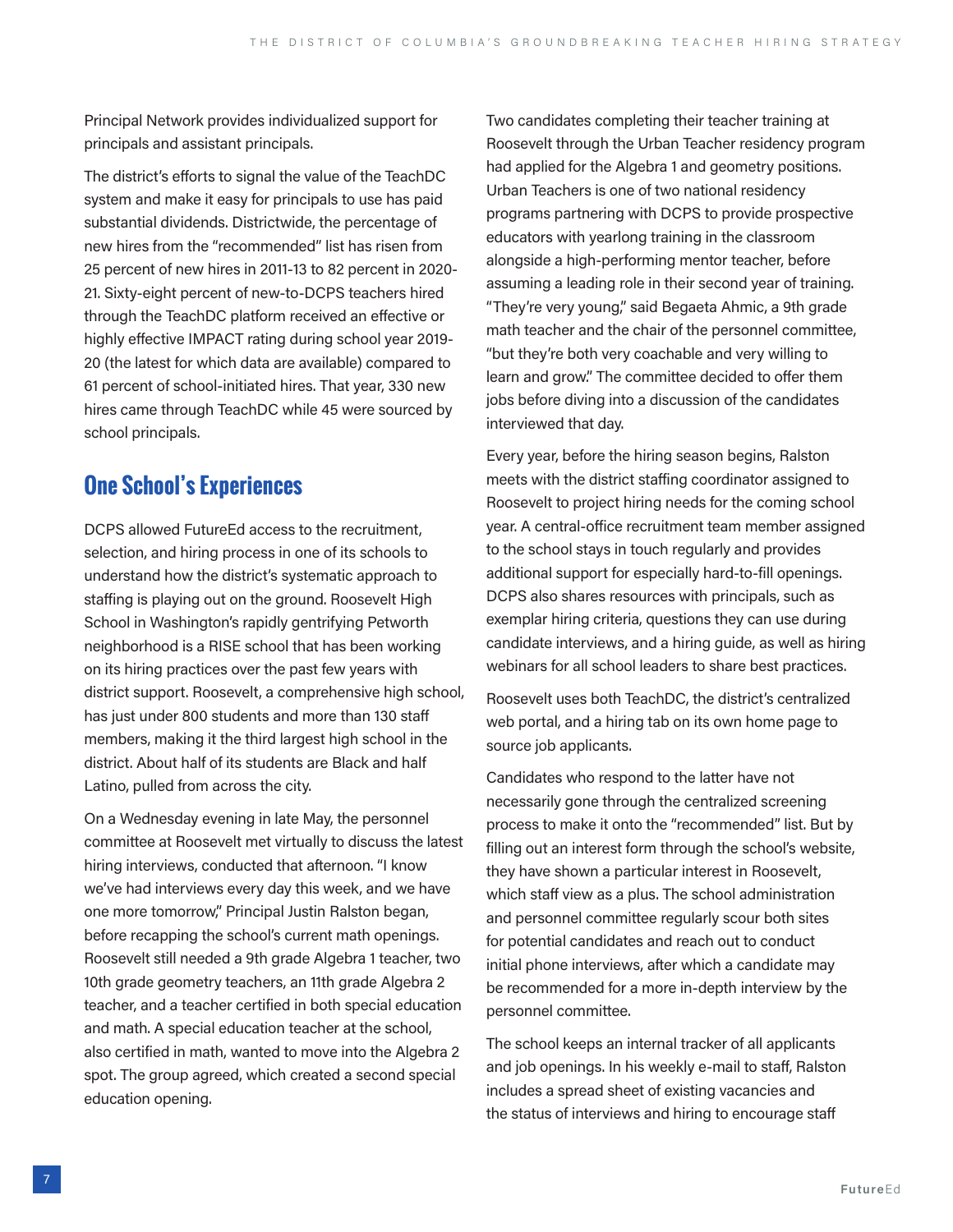Principal Network provides individualized support for principals and assistant principals.

The district's efforts to signal the value of the TeachDC system and make it easy for principals to use has paid substantial dividends. Districtwide, the percentage of new hires from the "recommended" list has risen from 25 percent of new hires in 2011-13 to 82 percent in 2020-21. Sixty-eight percent of new-to-DCPS teachers hired through the TeachDC platform received an effective or highly effective IMPACT rating during school year 2019-20 (the latest for which data are available) compared to 61 percent of school-initiated hires. That year, 330 new hires came through TeachDC while 45 were sourced by school principals.

## One School's Experiences

DCPS allowed FutureEd access to the recruitment, selection, and hiring process in one of its schools to understand how the district's systematic approach to staffing is playing out on the ground. Roosevelt High School in Washington's rapidly gentrifying Petworth neighborhood is a RISE school that has been working on its hiring practices over the past few years with district support. Roosevelt, a comprehensive high school, has just under 800 students and more than 130 staff members, making it the third largest high school in the district. About half of its students are Black and half Latino, pulled from across the city.

On a Wednesday evening in late May, the personnel committee at Roosevelt met virtually to discuss the latest hiring interviews, conducted that afternoon. "I know we've had interviews every day this week, and we have one more tomorrow," Principal Justin Ralston began, before recapping the school's current math openings. Roosevelt still needed a 9th grade Algebra 1 teacher, two 10th grade geometry teachers, an 11th grade Algebra 2 teacher, and a teacher certified in both special education and math. A special education teacher at the school, also certified in math, wanted to move into the Algebra 2 spot. The group agreed, which created a second special education opening.

Two candidates completing their teacher training at Roosevelt through the Urban Teacher residency program had applied for the Algebra 1 and geometry positions. Urban Teachers is one of two national residency programs partnering with DCPS to provide prospective educators with yearlong training in the classroom alongside a high-performing mentor teacher, before assuming a leading role in their second year of training. "They're very young," said Begaeta Ahmic, a 9th grade math teacher and the chair of the personnel committee, "but they're both very coachable and very willing to learn and grow." The committee decided to offer them jobs before diving into a discussion of the candidates interviewed that day.

Every year, before the hiring season begins, Ralston meets with the district staffing coordinator assigned to Roosevelt to project hiring needs for the coming school year. A central-office recruitment team member assigned to the school stays in touch regularly and provides additional support for especially hard-to-fill openings. DCPS also shares resources with principals, such as exemplar hiring criteria, questions they can use during candidate interviews, and a hiring guide, as well as hiring webinars for all school leaders to share best practices.

Roosevelt uses both TeachDC, the district's centralized web portal, and a hiring tab on its own home page to source job applicants.

Candidates who respond to the latter have not necessarily gone through the centralized screening process to make it onto the "recommended" list. But by filling out an interest form through the school's website, they have shown a particular interest in Roosevelt, which staff view as a plus. The school administration and personnel committee regularly scour both sites for potential candidates and reach out to conduct initial phone interviews, after which a candidate may be recommended for a more in-depth interview by the personnel committee.

The school keeps an internal tracker of all applicants and job openings. In his weekly e-mail to staff, Ralston includes a spread sheet of existing vacancies and the status of interviews and hiring to encourage staff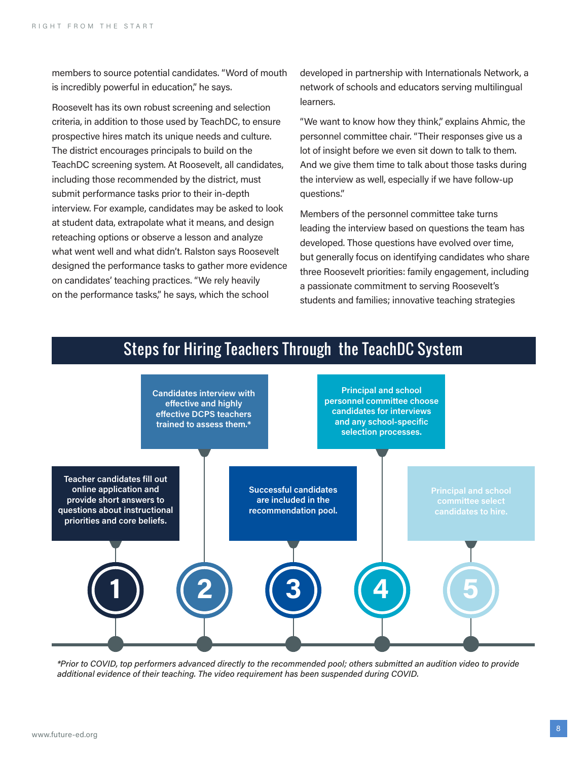members to source potential candidates. "Word of mouth is incredibly powerful in education," he says.

Roosevelt has its own robust screening and selection criteria, in addition to those used by TeachDC, to ensure prospective hires match its unique needs and culture. The district encourages principals to build on the TeachDC screening system. At Roosevelt, all candidates, including those recommended by the district, must submit performance tasks prior to their in-depth interview. For example, candidates may be asked to look at student data, extrapolate what it means, and design reteaching options or observe a lesson and analyze what went well and what didn't. Ralston says Roosevelt designed the performance tasks to gather more evidence on candidates' teaching practices. "We rely heavily on the performance tasks," he says, which the school developed in partnership with Internationals Network, a network of schools and educators serving multilingual learners.

"We want to know how they think," explains Ahmic, the personnel committee chair. "Their responses give us a lot of insight before we even sit down to talk to them. And we give them time to talk about those tasks during the interview as well, especially if we have follow-up questions."

Members of the personnel committee take turns leading the interview based on questions the team has developed. Those questions have evolved over time, but generally focus on identifying candidates who share three Roosevelt priorities: family engagement, including a passionate commitment to serving Roosevelt's students and families; innovative teaching strategies

## Steps for Hiring Teachers Through the TeachDC System

1. Teacher candidates fill out online application and provide short answers to questions about instructional priorities and core beliefs.
2. Candidates interview with effective and highly effective DCPS teachers trained to assess them.*
3. Successful candidates are included in the recommendation pool.
4. Principal and school personnel committee choose candidates for interviews and any school-specific selection processes.
5. Principal and school committee select candidates to hire.

*\*Prior to COVID, top performers advanced directly to the recommended pool; others submitted an audition video to provide additional evidence of their teaching. The video requirement has been suspended during COVID.*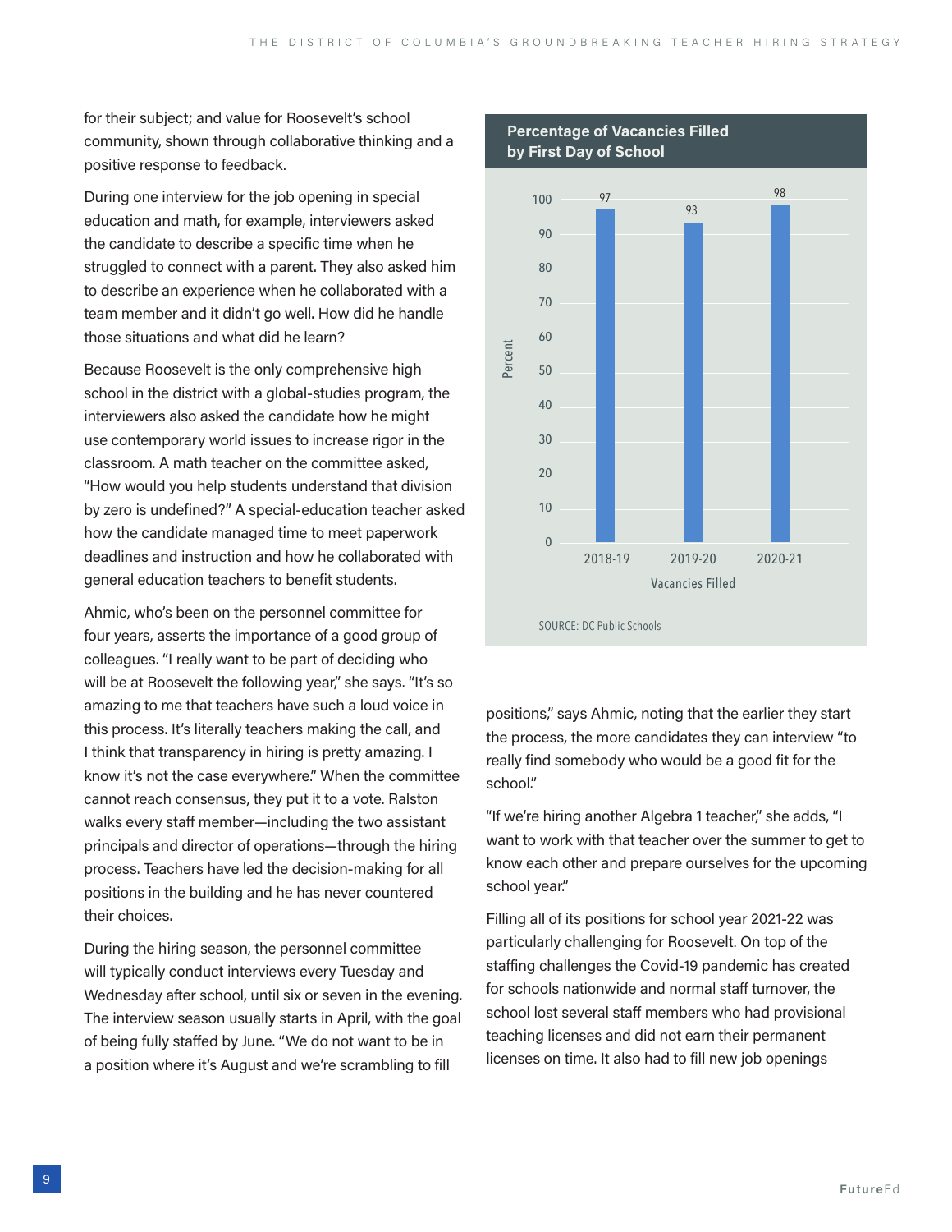for their subject; and value for Roosevelt's school community, shown through collaborative thinking and a positive response to feedback.

During one interview for the job opening in special education and math, for example, interviewers asked the candidate to describe a specific time when he struggled to connect with a parent. They also asked him to describe an experience when he collaborated with a team member and it didn't go well. How did he handle those situations and what did he learn?

Because Roosevelt is the only comprehensive high school in the district with a global-studies program, the interviewers also asked the candidate how he might use contemporary world issues to increase rigor in the classroom. A math teacher on the committee asked, "How would you help students understand that division by zero is undefined?" A special-education teacher asked how the candidate managed time to meet paperwork deadlines and instruction and how he collaborated with general education teachers to benefit students.

Ahmic, who's been on the personnel committee for four years, asserts the importance of a good group of colleagues. "I really want to be part of deciding who will be at Roosevelt the following year," she says. "It's so amazing to me that teachers have such a loud voice in this process. It's literally teachers making the call, and I think that transparency in hiring is pretty amazing. I know it's not the case everywhere." When the committee cannot reach consensus, they put it to a vote. Ralston walks every staff member—including the two assistant principals and director of operations—through the hiring process. Teachers have led the decision-making for all positions in the building and he has never countered their choices.

During the hiring season, the personnel committee will typically conduct interviews every Tuesday and Wednesday after school, until six or seven in the evening. The interview season usually starts in April, with the goal of being fully staffed by June. "We do not want to be in a position where it's August and we're scrambling to fill positions," says Ahmic, noting that the earlier they start the process, the more candidates they can interview "to really find somebody who would be a good fit for the school."

**Percentage of Vacancies Filled by First Day of School**

| Vacancies Filled | Percent |
|---|---|
| 2018-19 | 97 |
| 2019-20 | 93 |
| 2020-21 | 98 |

SOURCE: DC Public Schools

"If we're hiring another Algebra 1 teacher," she adds, "I want to work with that teacher over the summer to get to know each other and prepare ourselves for the upcoming school year."

Filling all of its positions for school year 2021-22 was particularly challenging for Roosevelt. On top of the staffing challenges the Covid-19 pandemic has created for schools nationwide and normal staff turnover, the school lost several staff members who had provisional teaching licenses and did not earn their permanent licenses on time. It also had to fill new job openings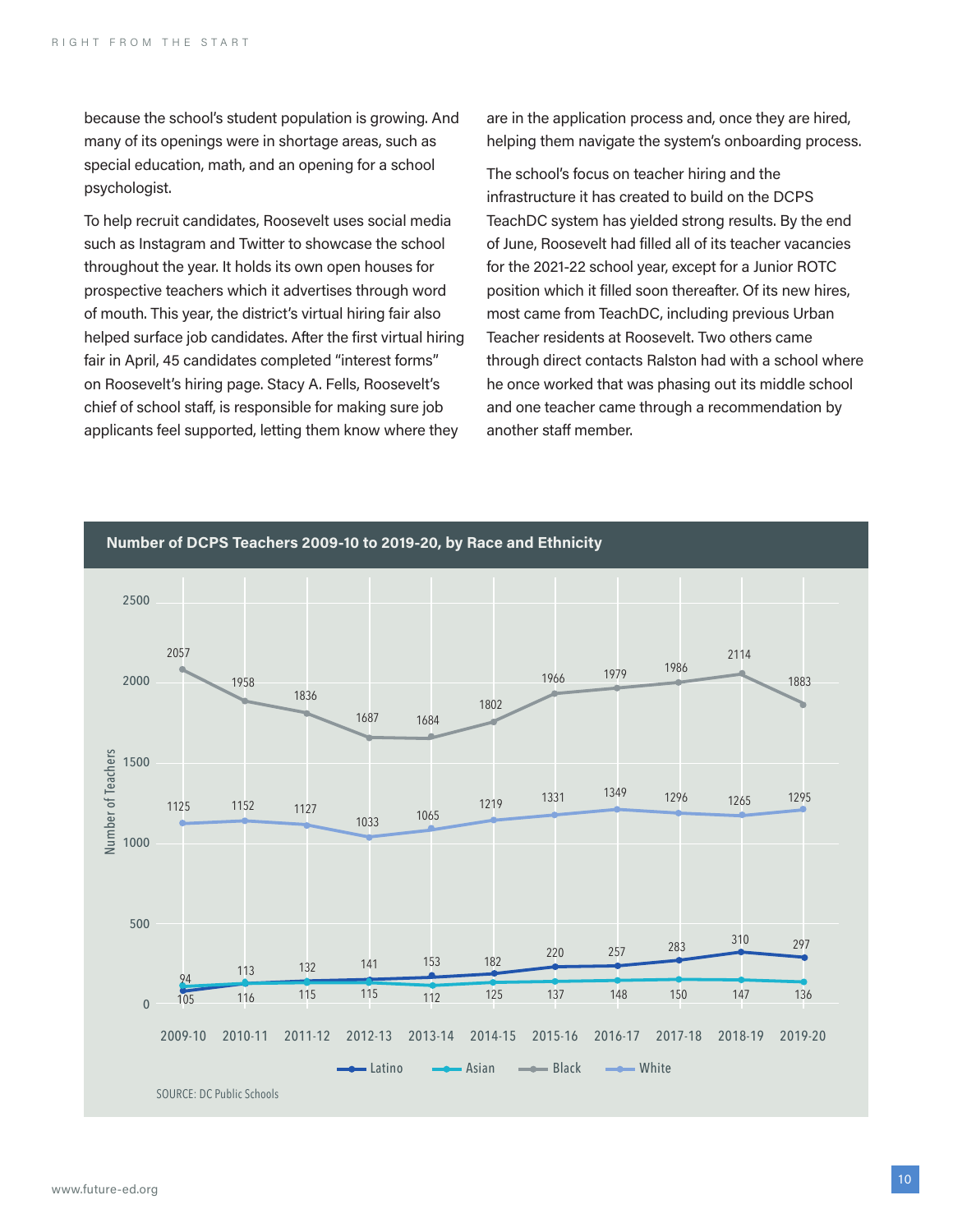because the school's student population is growing. And many of its openings were in shortage areas, such as special education, math, and an opening for a school psychologist.

To help recruit candidates, Roosevelt uses social media such as Instagram and Twitter to showcase the school throughout the year. It holds its own open houses for prospective teachers which it advertises through word of mouth. This year, the district's virtual hiring fair also helped surface job candidates. After the first virtual hiring fair in April, 45 candidates completed "interest forms" on Roosevelt's hiring page. Stacy A. Fells, Roosevelt's chief of school staff, is responsible for making sure job applicants feel supported, letting them know where they are in the application process and, once they are hired, helping them navigate the system's onboarding process.

The school's focus on teacher hiring and the infrastructure it has created to build on the DCPS TeachDC system has yielded strong results. By the end of June, Roosevelt had filled all of its teacher vacancies for the 2021-22 school year, except for a Junior ROTC position which it filled soon thereafter. Of its new hires, most came from TeachDC, including previous Urban Teacher residents at Roosevelt. Two others came through direct contacts Ralston had with a school where he once worked that was phasing out its middle school and one teacher came through a recommendation by another staff member.

**Number of DCPS Teachers 2009-10 to 2019-20, by Race and Ethnicity**

| Year | Latino | Asian | Black | White |
|---|---|---|---|---|
| 2009-10 | 94 | 105 | 2057 | 1125 |
| 2010-11 | 113 | 116 | 1958 | 1152 |
| 2011-12 | 132 | 115 | 1836 | 1127 |
| 2012-13 | 141 | 115 | 1687 | 1033 |
| 2013-14 | 153 | 112 | 1684 | 1065 |
| 2014-15 | 182 | 125 | 1802 | 1219 |
| 2015-16 | 220 | 137 | 1966 | 1331 |
| 2016-17 | 257 | 148 | 1979 | 1349 |
| 2017-18 | 283 | 150 | 1986 | 1296 |
| 2018-19 | 310 | 147 | 2114 | 1265 |
| 2019-20 | 297 | 136 | 1883 | 1295 |

SOURCE: DC Public Schools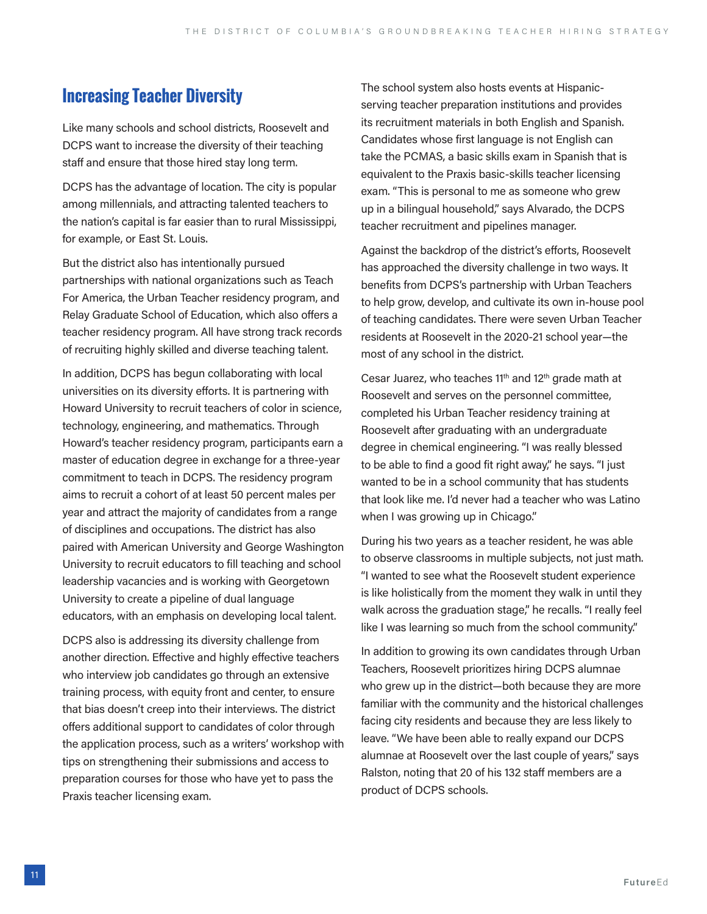## Increasing Teacher Diversity

Like many schools and school districts, Roosevelt and DCPS want to increase the diversity of their teaching staff and ensure that those hired stay long term.

DCPS has the advantage of location. The city is popular among millennials, and attracting talented teachers to the nation's capital is far easier than to rural Mississippi, for example, or East St. Louis.

But the district also has intentionally pursued partnerships with national organizations such as Teach For America, the Urban Teacher residency program, and Relay Graduate School of Education, which also offers a teacher residency program. All have strong track records of recruiting highly skilled and diverse teaching talent.

In addition, DCPS has begun collaborating with local universities on its diversity efforts. It is partnering with Howard University to recruit teachers of color in science, technology, engineering, and mathematics. Through Howard's teacher residency program, participants earn a master of education degree in exchange for a three-year commitment to teach in DCPS. The residency program aims to recruit a cohort of at least 50 percent males per year and attract the majority of candidates from a range of disciplines and occupations. The district has also paired with American University and George Washington University to recruit educators to fill teaching and school leadership vacancies and is working with Georgetown University to create a pipeline of dual language educators, with an emphasis on developing local talent.

DCPS also is addressing its diversity challenge from another direction. Effective and highly effective teachers who interview job candidates go through an extensive training process, with equity front and center, to ensure that bias doesn't creep into their interviews. The district offers additional support to candidates of color through the application process, such as a writers' workshop with tips on strengthening their submissions and access to preparation courses for those who have yet to pass the Praxis teacher licensing exam.

The school system also hosts events at Hispanic-serving teacher preparation institutions and provides its recruitment materials in both English and Spanish. Candidates whose first language is not English can take the PCMAS, a basic skills exam in Spanish that is equivalent to the Praxis basic-skills teacher licensing exam. "This is personal to me as someone who grew up in a bilingual household," says Alvarado, the DCPS teacher recruitment and pipelines manager.

Against the backdrop of the district's efforts, Roosevelt has approached the diversity challenge in two ways. It benefits from DCPS's partnership with Urban Teachers to help grow, develop, and cultivate its own in-house pool of teaching candidates. There were seven Urban Teacher residents at Roosevelt in the 2020-21 school year—the most of any school in the district.

Cesar Juarez, who teaches 11th and 12th grade math at Roosevelt and serves on the personnel committee, completed his Urban Teacher residency training at Roosevelt after graduating with an undergraduate degree in chemical engineering. "I was really blessed to be able to find a good fit right away," he says. "I just wanted to be in a school community that has students that look like me. I'd never had a teacher who was Latino when I was growing up in Chicago."

During his two years as a teacher resident, he was able to observe classrooms in multiple subjects, not just math. "I wanted to see what the Roosevelt student experience is like holistically from the moment they walk in until they walk across the graduation stage," he recalls. "I really feel like I was learning so much from the school community."

In addition to growing its own candidates through Urban Teachers, Roosevelt prioritizes hiring DCPS alumnae who grew up in the district—both because they are more familiar with the community and the historical challenges facing city residents and because they are less likely to leave. "We have been able to really expand our DCPS alumnae at Roosevelt over the last couple of years," says Ralston, noting that 20 of his 132 staff members are a product of DCPS schools.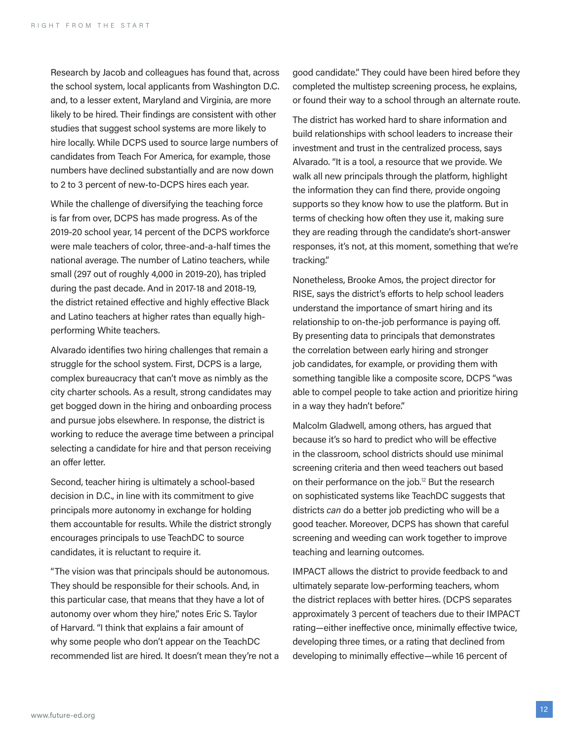Research by Jacob and colleagues has found that, across the school system, local applicants from Washington D.C. and, to a lesser extent, Maryland and Virginia, are more likely to be hired. Their findings are consistent with other studies that suggest school systems are more likely to hire locally. While DCPS used to source large numbers of candidates from Teach For America, for example, those numbers have declined substantially and are now down to 2 to 3 percent of new-to-DCPS hires each year.

While the challenge of diversifying the teaching force is far from over, DCPS has made progress. As of the 2019-20 school year, 14 percent of the DCPS workforce were male teachers of color, three-and-a-half times the national average. The number of Latino teachers, while small (297 out of roughly 4,000 in 2019-20), has tripled during the past decade. And in 2017-18 and 2018-19, the district retained effective and highly effective Black and Latino teachers at higher rates than equally high-performing White teachers.

Alvarado identifies two hiring challenges that remain a struggle for the school system. First, DCPS is a large, complex bureaucracy that can't move as nimbly as the city charter schools. As a result, strong candidates may get bogged down in the hiring and onboarding process and pursue jobs elsewhere. In response, the district is working to reduce the average time between a principal selecting a candidate for hire and that person receiving an offer letter.

Second, teacher hiring is ultimately a school-based decision in D.C., in line with its commitment to give principals more autonomy in exchange for holding them accountable for results. While the district strongly encourages principals to use TeachDC to source candidates, it is reluctant to require it.

"The vision was that principals should be autonomous. They should be responsible for their schools. And, in this particular case, that means that they have a lot of autonomy over whom they hire," notes Eric S. Taylor of Harvard. "I think that explains a fair amount of why some people who don't appear on the TeachDC recommended list are hired. It doesn't mean they're not a good candidate." They could have been hired before they completed the multistep screening process, he explains, or found their way to a school through an alternate route.

The district has worked hard to share information and build relationships with school leaders to increase their investment and trust in the centralized process, says Alvarado. "It is a tool, a resource that we provide. We walk all new principals through the platform, highlight the information they can find there, provide ongoing supports so they know how to use the platform. But in terms of checking how often they use it, making sure they are reading through the candidate's short-answer responses, it's not, at this moment, something that we're tracking."

Nonetheless, Brooke Amos, the project director for RISE, says the district's efforts to help school leaders understand the importance of smart hiring and its relationship to on-the-job performance is paying off. By presenting data to principals that demonstrates the correlation between early hiring and stronger job candidates, for example, or providing them with something tangible like a composite score, DCPS "was able to compel people to take action and prioritize hiring in a way they hadn't before."

Malcolm Gladwell, among others, has argued that because it's so hard to predict who will be effective in the classroom, school districts should use minimal screening criteria and then weed teachers out based on their performance on the job.[12] But the research on sophisticated systems like TeachDC suggests that districts *can* do a better job predicting who will be a good teacher. Moreover, DCPS has shown that careful screening and weeding can work together to improve teaching and learning outcomes.

IMPACT allows the district to provide feedback to and ultimately separate low-performing teachers, whom the district replaces with better hires. (DCPS separates approximately 3 percent of teachers due to their IMPACT rating—either ineffective once, minimally effective twice, developing three times, or a rating that declined from developing to minimally effective—while 16 percent of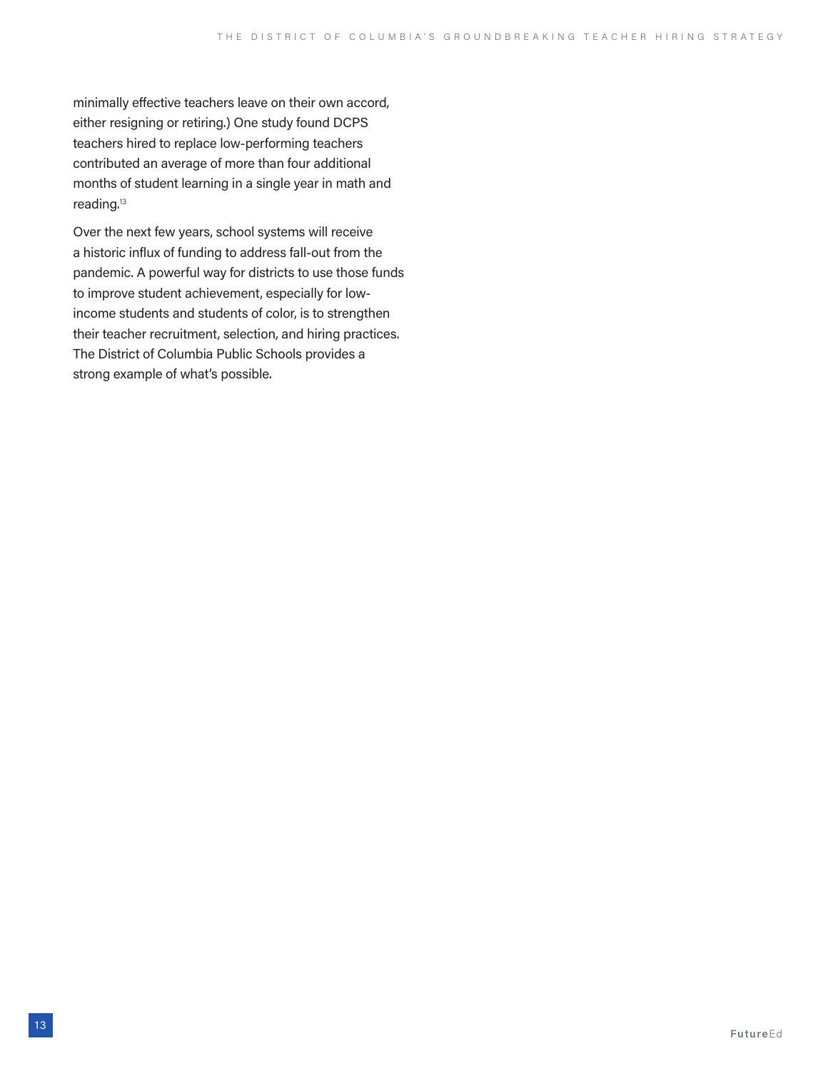minimally effective teachers leave on their own accord, either resigning or retiring.) One study found DCPS teachers hired to replace low-performing teachers contributed an average of more than four additional months of student learning in a single year in math and reading.[13]

Over the next few years, school systems will receive a historic influx of funding to address fall-out from the pandemic. A powerful way for districts to use those funds to improve student achievement, especially for low-income students and students of color, is to strengthen their teacher recruitment, selection, and hiring practices. The District of Columbia Public Schools provides a strong example of what's possible.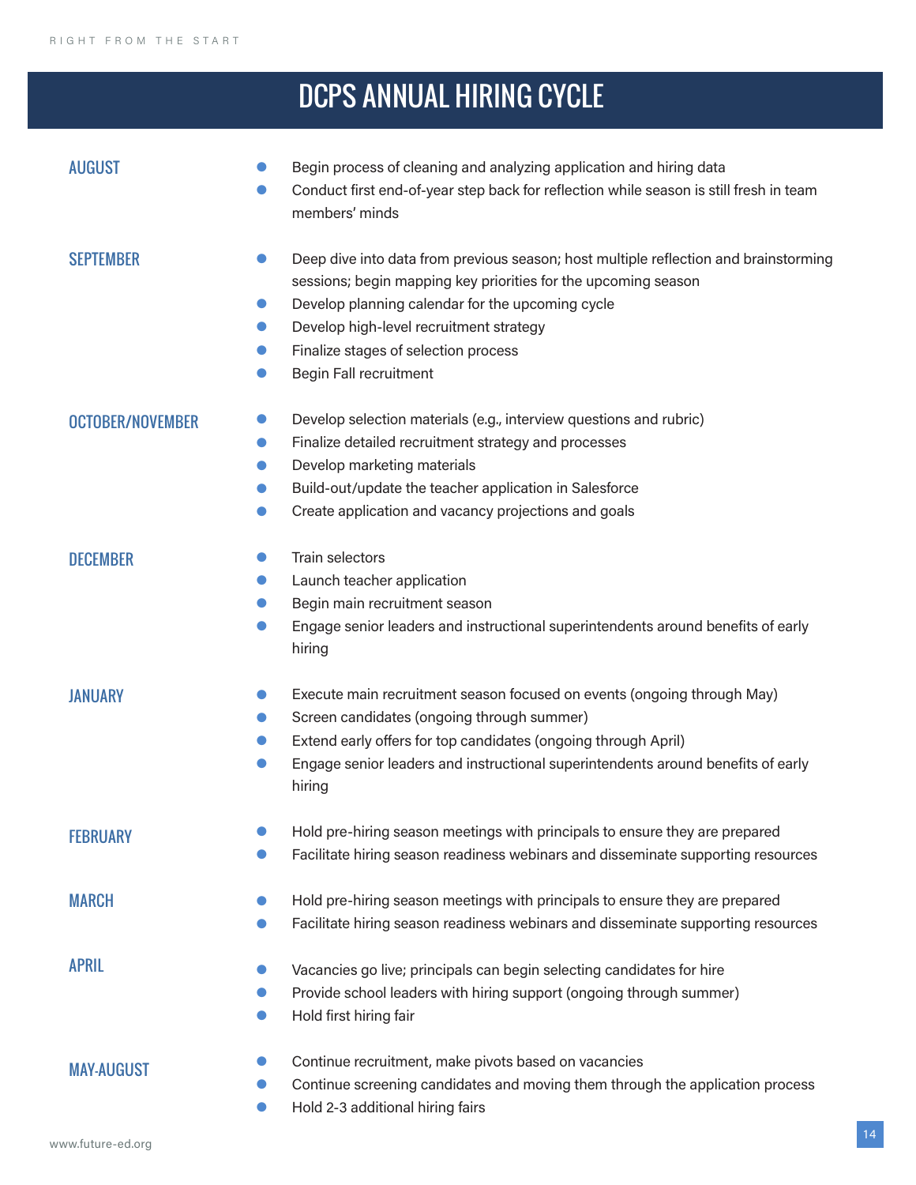# DCPS ANNUAL HIRING CYCLE

### AUGUST

- Begin process of cleaning and analyzing application and hiring data
- Conduct first end-of-year step back for reflection while season is still fresh in team members' minds

### SEPTEMBER

- Deep dive into data from previous season; host multiple reflection and brainstorming sessions; begin mapping key priorities for the upcoming season
- Develop planning calendar for the upcoming cycle
- Develop high-level recruitment strategy
- Finalize stages of selection process
- Begin Fall recruitment

### OCTOBER/NOVEMBER

- Develop selection materials (e.g., interview questions and rubric)
- Finalize detailed recruitment strategy and processes
- Develop marketing materials
- Build-out/update the teacher application in Salesforce
- Create application and vacancy projections and goals

### DECEMBER

- Train selectors
- Launch teacher application
- Begin main recruitment season
- Engage senior leaders and instructional superintendents around benefits of early hiring

### JANUARY

- Execute main recruitment season focused on events (ongoing through May)
- Screen candidates (ongoing through summer)
- Extend early offers for top candidates (ongoing through April)
- Engage senior leaders and instructional superintendents around benefits of early hiring

### FEBRUARY

- Hold pre-hiring season meetings with principals to ensure they are prepared
- Facilitate hiring season readiness webinars and disseminate supporting resources

### MARCH

- Hold pre-hiring season meetings with principals to ensure they are prepared
- Facilitate hiring season readiness webinars and disseminate supporting resources

### APRIL

- Vacancies go live; principals can begin selecting candidates for hire
- Provide school leaders with hiring support (ongoing through summer)
- Hold first hiring fair

### MAY-AUGUST

- Continue recruitment, make pivots based on vacancies
- Continue screening candidates and moving them through the application process
- Hold 2-3 additional hiring fairs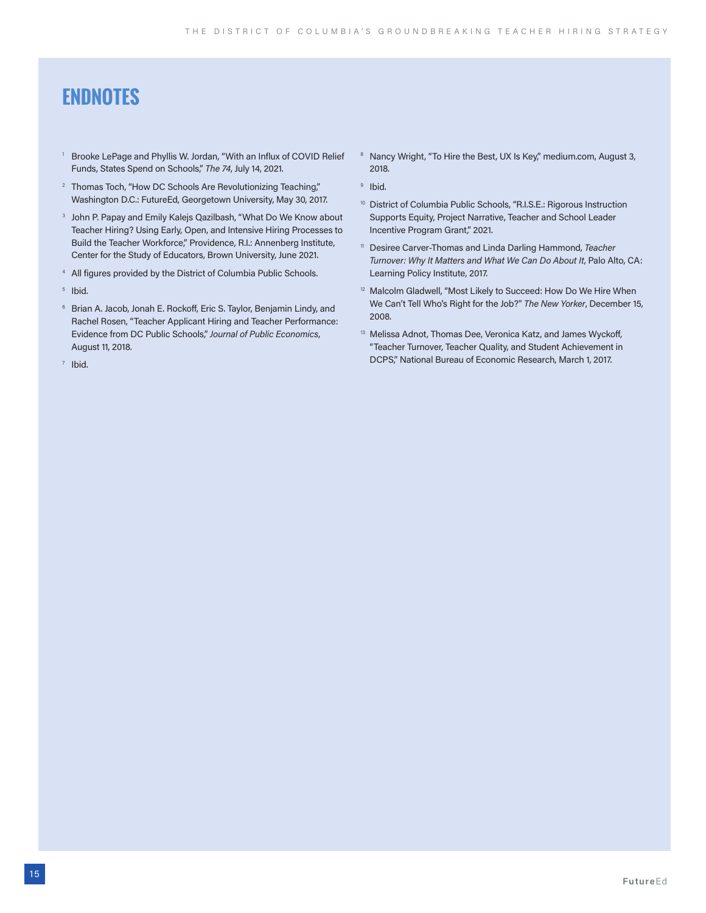# ENDNOTES

1. Brooke LePage and Phyllis W. Jordan, "With an Influx of COVID Relief Funds, States Spend on Schools," *The 74*, July 14, 2021.

2. Thomas Toch, "How DC Schools Are Revolutionizing Teaching," Washington D.C.: FutureEd, Georgetown University, May 30, 2017.

3. John P. Papay and Emily Kalejs Qazilbash, "What Do We Know about Teacher Hiring? Using Early, Open, and Intensive Hiring Processes to Build the Teacher Workforce," Providence, R.I.: Annenberg Institute, Center for the Study of Educators, Brown University, June 2021.

4. All figures provided by the District of Columbia Public Schools.

5. Ibid.

6. Brian A. Jacob, Jonah E. Rockoff, Eric S. Taylor, Benjamin Lindy, and Rachel Rosen, "Teacher Applicant Hiring and Teacher Performance: Evidence from DC Public Schools," *Journal of Public Economics*, August 11, 2018.

7. Ibid.

8. Nancy Wright, "To Hire the Best, UX Is Key," medium.com, August 3, 2018.

9. Ibid.

10. District of Columbia Public Schools, "R.I.S.E.: Rigorous Instruction Supports Equity, Project Narrative, Teacher and School Leader Incentive Program Grant," 2021.

11. Desiree Carver-Thomas and Linda Darling Hammond, *Teacher Turnover: Why It Matters and What We Can Do About It*, Palo Alto, CA: Learning Policy Institute, 2017.

12. Malcolm Gladwell, "Most Likely to Succeed: How Do We Hire When We Can't Tell Who's Right for the Job?" *The New Yorker*, December 15, 2008.

13. Melissa Adnot, Thomas Dee, Veronica Katz, and James Wyckoff, "Teacher Turnover, Teacher Quality, and Student Achievement in DCPS," National Bureau of Economic Research, March 1, 2017.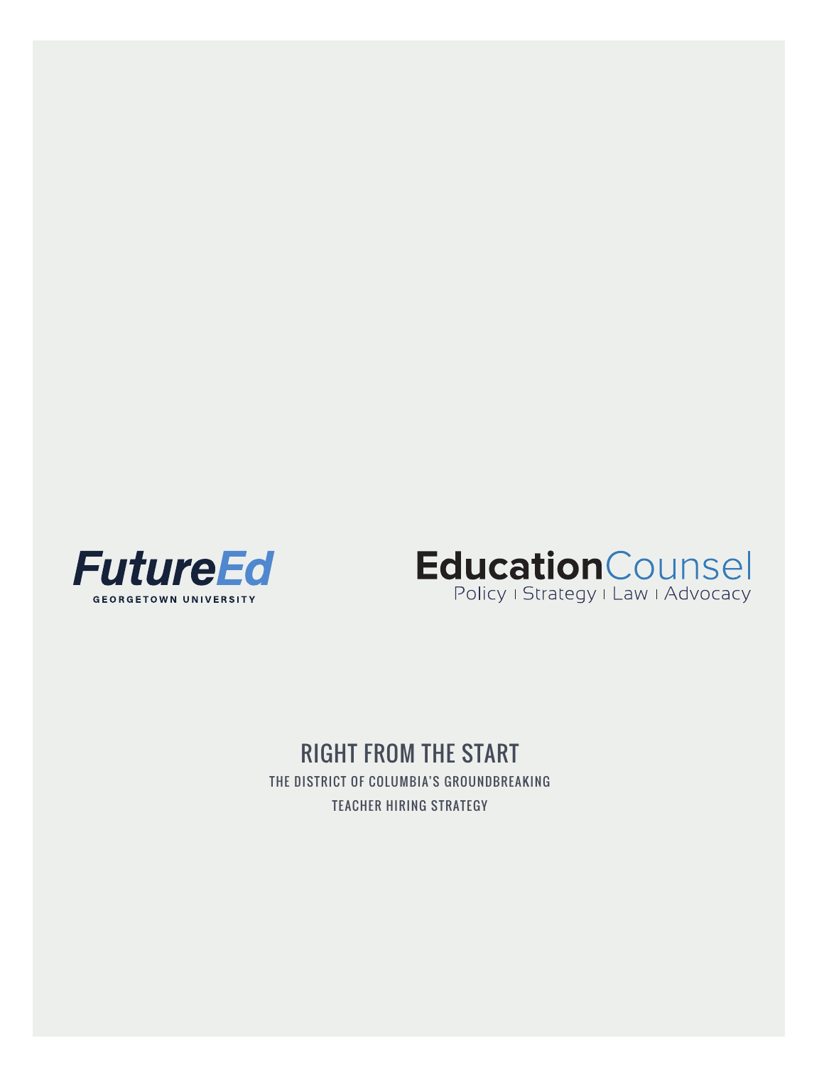FutureEd
GEORGETOWN UNIVERSITY

EducationCounsel
Policy | Strategy | Law | Advocacy

# RIGHT FROM THE START

THE DISTRICT OF COLUMBIA'S GROUNDBREAKING

TEACHER HIRING STRATEGY